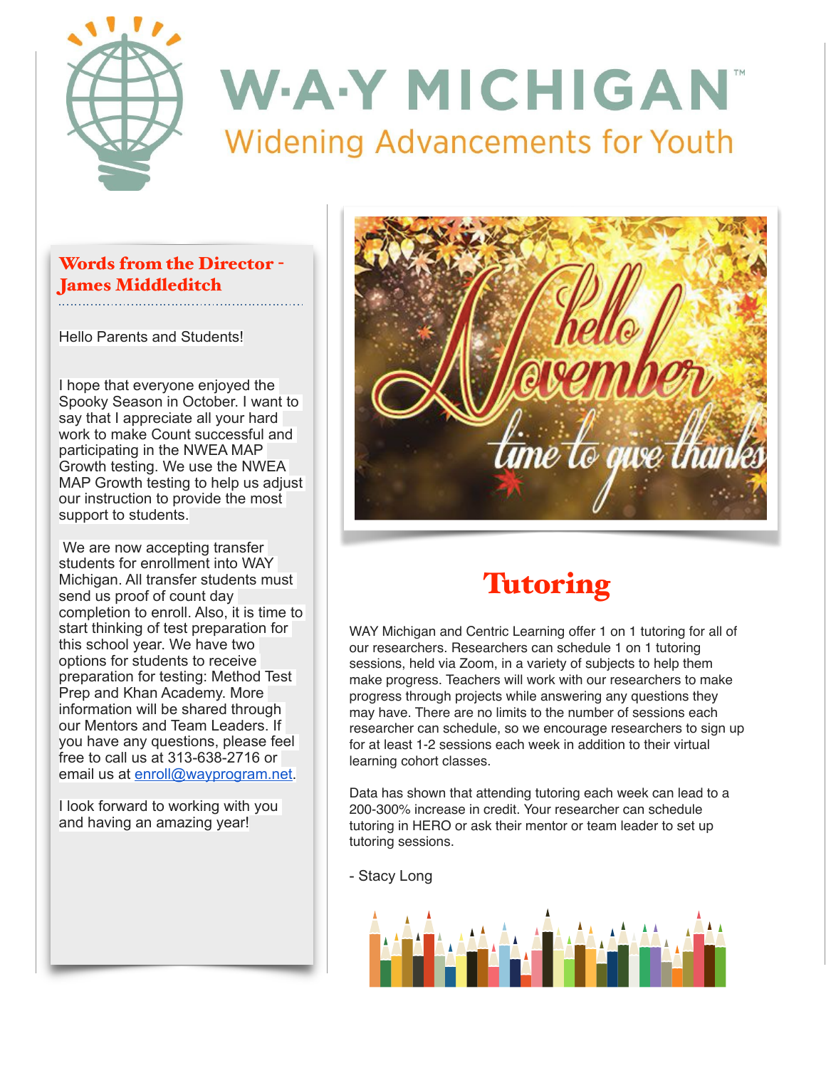# W·A·Y MICHIGAN™

Widening Advancements for Youth

## Words from the Director - James Middleditch

Hello Parents and Students!

I hope that everyone enjoyed the Spooky Season in October. I want to say that I appreciate all your hard work to make Count successful and participating in the NWEA MAP Growth testing. We use the NWEA MAP Growth testing to help us adjust our instruction to provide the most support to students.

We are now accepting transfer students for enrollment into WAY Michigan. All transfer students must send us proof of count day completion to enroll. Also, it is time to start thinking of test preparation for this school year. We have two options for students to receive preparation for testing: Method Test Prep and Khan Academy. More information will be shared through our Mentors and Team Leaders. If you have any questions, please feel free to call us at 313-638-2716 or email us at enroll@wayprogram.net.

I look forward to working with you and having an amazing year!

Hello November time to give thanks

## Tutoring

WAY Michigan and Centric Learning offer 1 on 1 tutoring for all of our researchers. Researchers can schedule 1 on 1 tutoring sessions, held via Zoom, in a variety of subjects to help them make progress. Teachers will work with our researchers to make progress through projects while answering any questions they may have. There are no limits to the number of sessions each researcher can schedule, so we encourage researchers to sign up for at least 1-2 sessions each week in addition to their virtual learning cohort classes.

Data has shown that attending tutoring each week can lead to a 200-300% increase in credit. Your researcher can schedule tutoring in HERO or ask their mentor or team leader to set up tutoring sessions.

- Stacy Long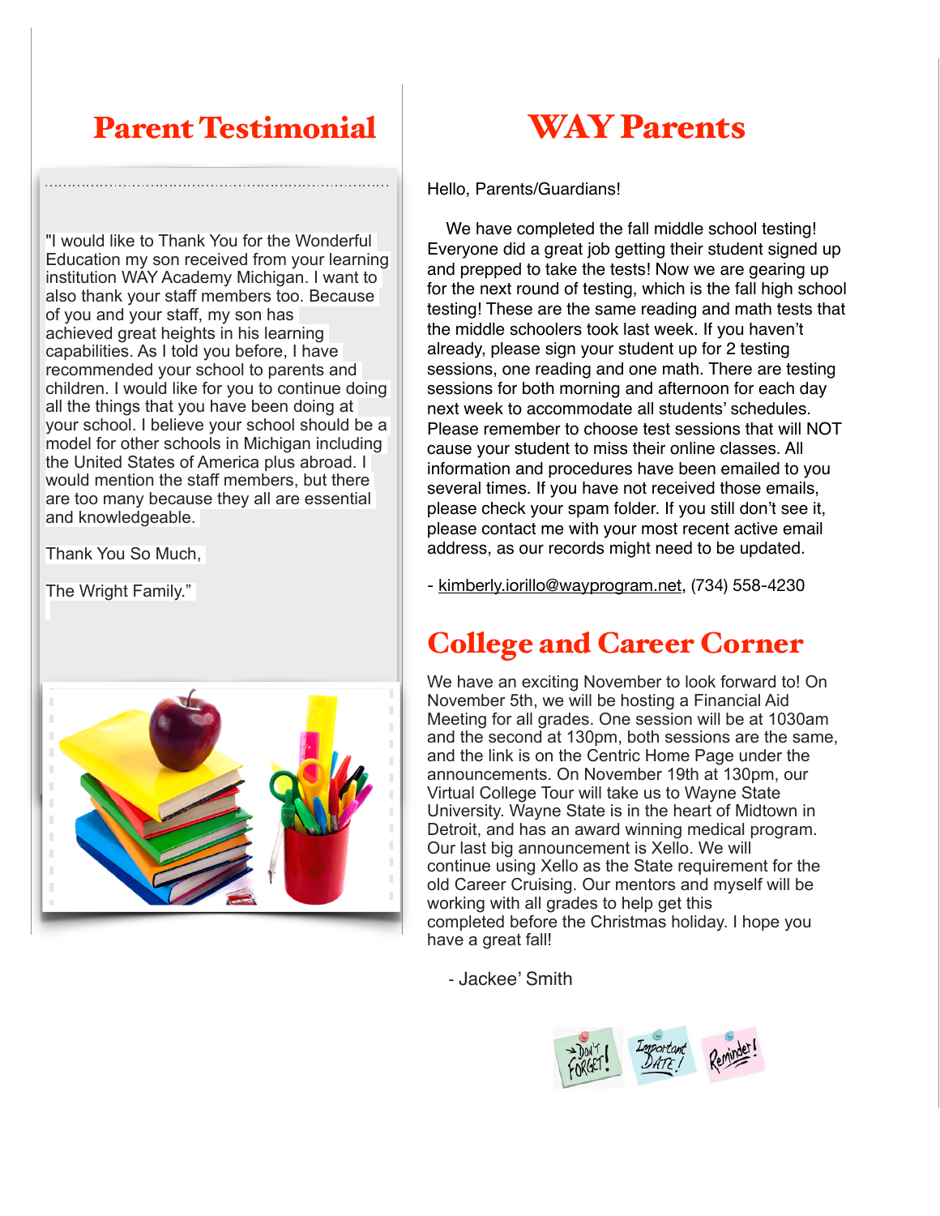## Parent Testimonial

"I would like to Thank You for the Wonderful Education my son received from your learning institution WAY Academy Michigan. I want to also thank your staff members too. Because of you and your staff, my son has achieved great heights in his learning capabilities. As I told you before, I have recommended your school to parents and children. I would like for you to continue doing all the things that you have been doing at your school. I believe your school should be a model for other schools in Michigan including the United States of America plus abroad. I would mention the staff members, but there are too many because they all are essential and knowledgeable.

Thank You So Much,

The Wright Family."

## WAY Parents

Hello, Parents/Guardians!

We have completed the fall middle school testing! Everyone did a great job getting their student signed up and prepped to take the tests! Now we are gearing up for the next round of testing, which is the fall high school testing! These are the same reading and math tests that the middle schoolers took last week. If you haven't already, please sign your student up for 2 testing sessions, one reading and one math. There are testing sessions for both morning and afternoon for each day next week to accommodate all students' schedules. Please remember to choose test sessions that will NOT cause your student to miss their online classes. All information and procedures have been emailed to you several times. If you have not received those emails, please check your spam folder. If you still don't see it, please contact me with your most recent active email address, as our records might need to be updated.

- kimberly.iorillo@wayprogram.net, (734) 558-4230

## College and Career Corner

We have an exciting November to look forward to! On November 5th, we will be hosting a Financial Aid Meeting for all grades. One session will be at 1030am and the second at 130pm, both sessions are the same, and the link is on the Centric Home Page under the announcements. On November 19th at 130pm, our Virtual College Tour will take us to Wayne State University. Wayne State is in the heart of Midtown in Detroit, and has an award winning medical program. Our last big announcement is Xello. We will continue using Xello as the State requirement for the old Career Cruising. Our mentors and myself will be working with all grades to help get this completed before the Christmas holiday. I hope you have a great fall!

- Jackee' Smith